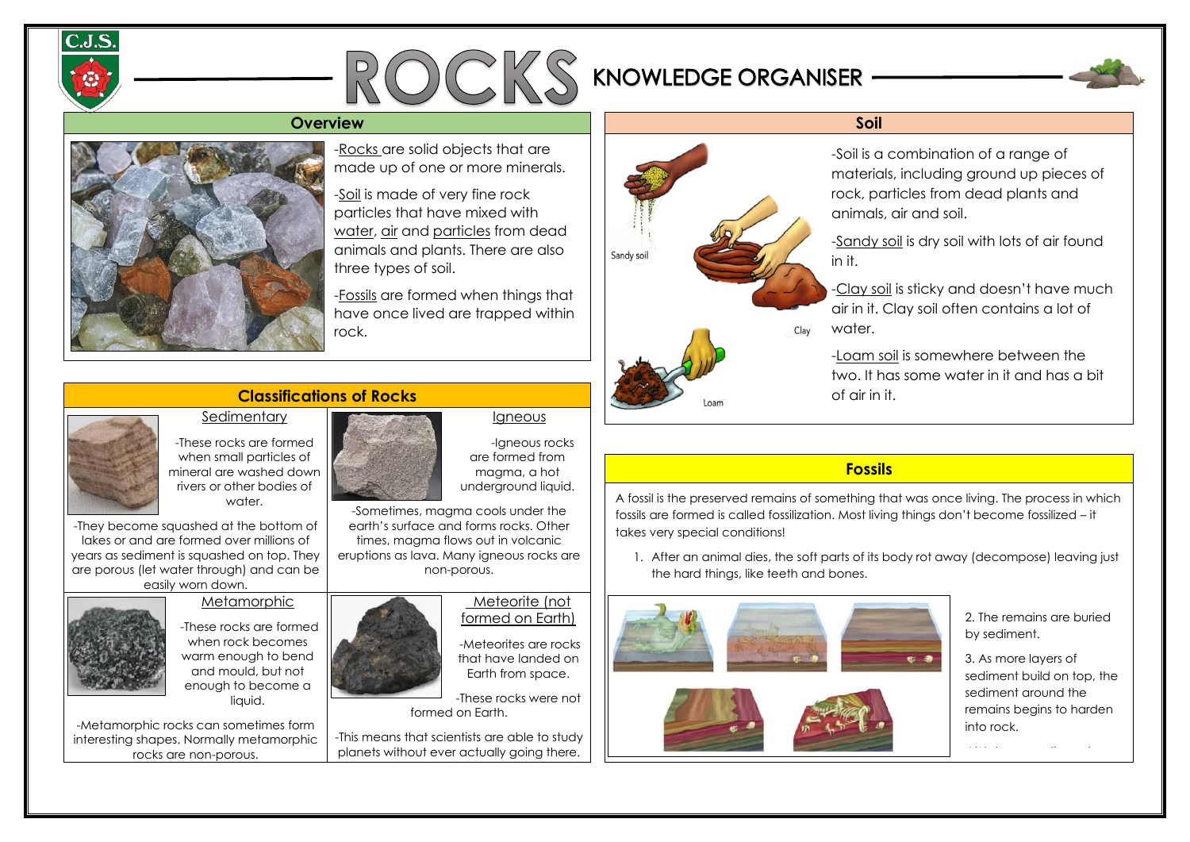# ROCKS KNOWLEDGE ORGANISER

## Overview

-Rocks are solid objects that are made up of one or more minerals.

-Soil is made of very fine rock particles that have mixed with water, air and particles from dead animals and plants. There are also three types of soil.

-Fossils are formed when things that have once lived are trapped within rock.

## Classifications of Rocks

### Sedimentary

-These rocks are formed when small particles of mineral are washed down rivers or other bodies of water.

-They become squashed at the bottom of lakes or and are formed over millions of years as sediment is squashed on top. They are porous (let water through) and can be easily worn down.

### Igneous

-Igneous rocks are formed from magma, a hot underground liquid.

-Sometimes, magma cools under the earth's surface and forms rocks. Other times, magma flows out in volcanic eruptions as lava. Many igneous rocks are non-porous.

### Metamorphic

-These rocks are formed when rock becomes warm enough to bend and mould, but not enough to become a liquid.

-Metamorphic rocks can sometimes form interesting shapes. Normally metamorphic rocks are non-porous.

### Meteorite (not formed on Earth)

-Meteorites are rocks that have landed on Earth from space.

-These rocks were not formed on Earth.

-This means that scientists are able to study planets without ever actually going there.

## Soil

Sandy soil

Clay

Loam

-Soil is a combination of a range of materials, including ground up pieces of rock, particles from dead plants and animals, air and soil.

-Sandy soil is dry soil with lots of air found in it.

-Clay soil is sticky and doesn't have much air in it. Clay soil often contains a lot of water.

-Loam soil is somewhere between the two. It has some water in it and has a bit of air in it.

## Fossils

A fossil is the preserved remains of something that was once living. The process in which fossils are formed is called fossilization. Most living things don't become fossilized – it takes very special conditions!

1. After an animal dies, the soft parts of its body rot away (decompose) leaving just the hard things, like teeth and bones.

2. The remains are buried by sediment.

3. As more layers of sediment build on top, the sediment around the remains begins to harden into rock.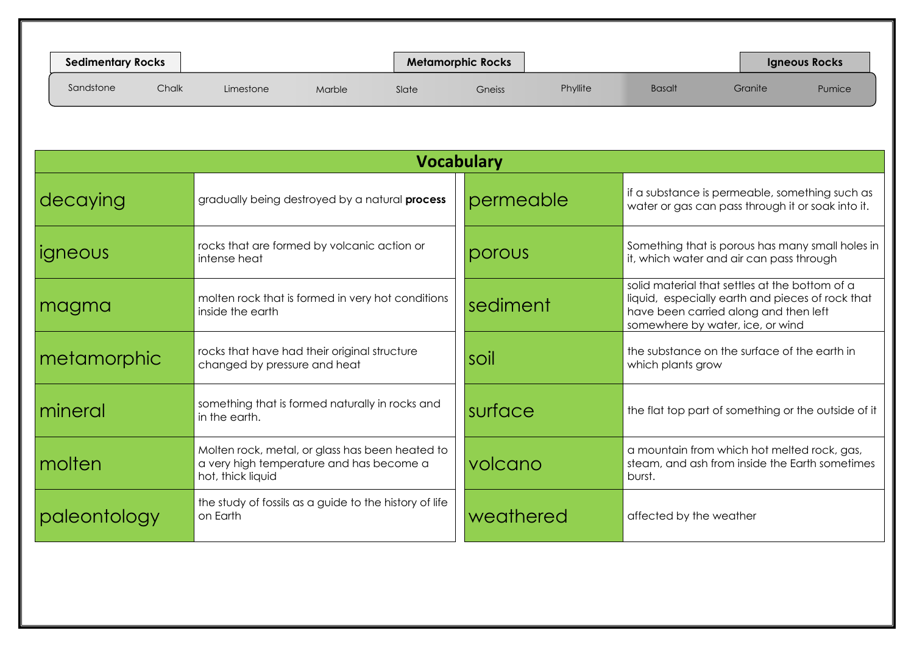| Sedimentary Rocks | | | | Metamorphic Rocks | | | | Igneous Rocks | |
|---|---|---|---|---|---|---|---|---|---|
| Sandstone | Chalk | Limestone | Marble | Slate | Gneiss | Phyllite | Basalt | Granite | Pumice |

## Vocabulary

| | | | |
|---|---|---|---|
| decaying | gradually being destroyed by a natural **process** | permeable | if a substance is permeable, something such as water or gas can pass through it or soak into it. |
| igneous | rocks that are formed by volcanic action or intense heat | porous | Something that is porous has many small holes in it, which water and air can pass through |
| magma | molten rock that is formed in very hot conditions inside the earth | sediment | solid material that settles at the bottom of a liquid, especially earth and pieces of rock that have been carried along and then left somewhere by water, ice, or wind |
| metamorphic | rocks that have had their original structure changed by pressure and heat | soil | the substance on the surface of the earth in which plants grow |
| mineral | something that is formed naturally in rocks and in the earth. | surface | the flat top part of something or the outside of it |
| molten | Molten rock, metal, or glass has been heated to a very high temperature and has become a hot, thick liquid | volcano | a mountain from which hot melted rock, gas, steam, and ash from inside the Earth sometimes burst. |
| paleontology | the study of fossils as a guide to the history of life on Earth | weathered | affected by the weather |